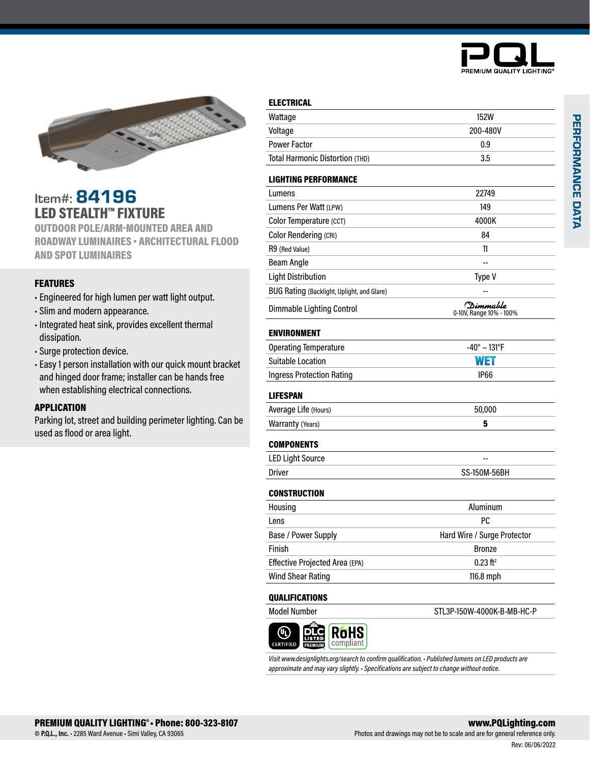PQL
PREMIUM QUALITY LIGHTING®

PERFORMANCE DATA

# Item#: 84196

## LED STEALTH™ FIXTURE

**OUTDOOR POLE/ARM-MOUNTED AREA AND ROADWAY LUMINAIRES • ARCHITECTURAL FLOOD AND SPOT LUMINAIRES**

### FEATURES

- Engineered for high lumen per watt light output.
- Slim and modern appearance.
- Integrated heat sink, provides excellent thermal dissipation.
- Surge protection device.
- Easy 1 person installation with our quick mount bracket and hinged door frame; installer can be hands free when establishing electrical connections.

### APPLICATION

Parking lot, street and building perimeter lighting. Can be used as flood or area light.

| ELECTRICAL | |
|---|---|
| Wattage | 152W |
| Voltage | 200-480V |
| Power Factor | 0.9 |
| Total Harmonic Distortion (THD) | 3.5 |

| LIGHTING PERFORMANCE | |
|---|---|
| Lumens | 22749 |
| Lumens Per Watt (LPW) | 149 |
| Color Temperature (CCT) | 4000K |
| Color Rendering (CRI) | 84 |
| R9 (Red Value) | 11 |
| Beam Angle | -- |
| Light Distribution | Type V |
| BUG Rating (Backlight, Uplight, and Glare) | -- |
| Dimmable Lighting Control | Dimmable 0-10V, Range 10% - 100% |

| ENVIRONMENT | |
|---|---|
| Operating Temperature | -40° ~ 131°F |
| Suitable Location | WET |
| Ingress Protection Rating | IP66 |

| LIFESPAN | |
|---|---|
| Average Life (Hours) | 50,000 |
| Warranty (Years) | **5** |

| COMPONENTS | |
|---|---|
| LED Light Source | -- |
| Driver | SS-150M-56BH |

| CONSTRUCTION | |
|---|---|
| Housing | Aluminum |
| Lens | PC |
| Base / Power Supply | Hard Wire / Surge Protector |
| Finish | Bronze |
| Effective Projected Area (EPA) | 0.23 ft² |
| Wind Shear Rating | 116.8 mph |

| QUALIFICATIONS | |
|---|---|
| Model Number | STL3P-150W-4000K-B-MB-HC-P |

UL CERTIFIED • DLC LISTED PREMIUM • RoHS compliant

*Visit www.designlights.org/search to confirm qualification. • Published lumens on LED products are approximate and may vary slightly. • Specifications are subject to change without notice.*

**PREMIUM QUALITY LIGHTING® • Phone: 800-323-8107**
© **P.Q.L., Inc.** • 2285 Ward Avenue • Simi Valley, CA 93065

**www.PQLighting.com**
Photos and drawings may not be to scale and are for general reference only.

Rev: 06/06/2022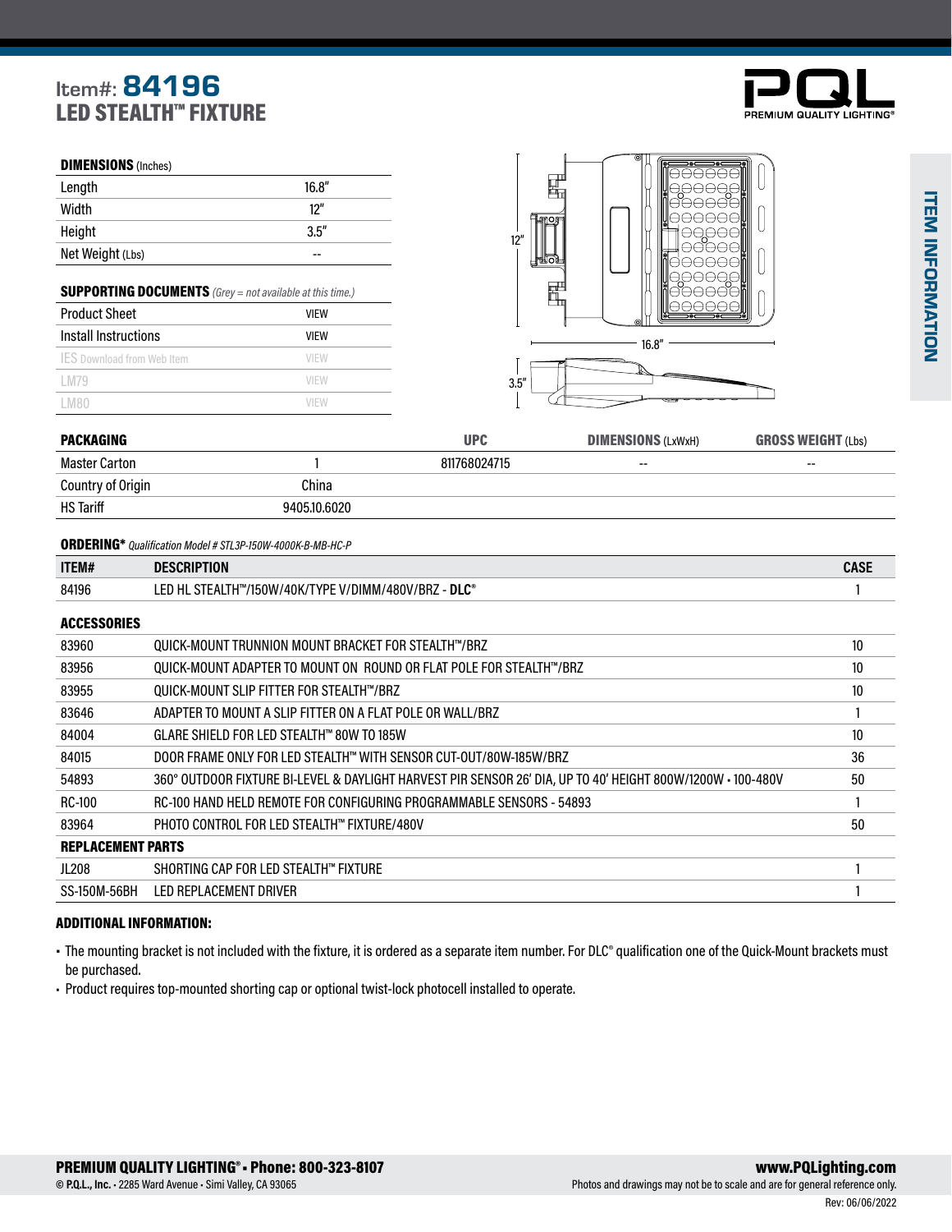# Item#: 84196
## LED STEALTH™ FIXTURE

**ITEM INFORMATION**

| **DIMENSIONS** (Inches) | |
|---|---|
| Length | 16.8" |
| Width | 12" |
| Height | 3.5" |
| Net Weight (Lbs) | -- |

| **SUPPORTING DOCUMENTS** *(Grey = not available at this time.)* | |
|---|---|
| Product Sheet | VIEW |
| Install Instructions | VIEW |
| IES Download from Web Item | VIEW |
| LM79 | VIEW |
| LM80 | VIEW |

12"

16.8"

3.5"

| **PACKAGING** | | **UPC** | **DIMENSIONS** (LxWxH) | **GROSS WEIGHT** (Lbs) |
|---|---|---|---|---|
| Master Carton | 1 | 811768024715 | -- | -- |
| Country of Origin | China | | | |
| HS Tariff | 9405.10.6020 | | | |

**ORDERING*** *Qualification Model # STL3P-150W-4000K-B-MB-HC-P*

| ITEM# | DESCRIPTION | CASE |
|---|---|---|
| 84196 | LED HL STEALTH™/150W/40K/TYPE V/DIMM/480V/BRZ - **DLC®** | 1 |
| **ACCESSORIES** | | |
| 83960 | QUICK-MOUNT TRUNNION MOUNT BRACKET FOR STEALTH™/BRZ | 10 |
| 83956 | QUICK-MOUNT ADAPTER TO MOUNT ON ROUND OR FLAT POLE FOR STEALTH™/BRZ | 10 |
| 83955 | QUICK-MOUNT SLIP FITTER FOR STEALTH™/BRZ | 10 |
| 83646 | ADAPTER TO MOUNT A SLIP FITTER ON A FLAT POLE OR WALL/BRZ | 1 |
| 84004 | GLARE SHIELD FOR LED STEALTH™ 80W TO 185W | 10 |
| 84015 | DOOR FRAME ONLY FOR LED STEALTH™ WITH SENSOR CUT-OUT/80W-185W/BRZ | 36 |
| 54893 | 360° OUTDOOR FIXTURE BI-LEVEL & DAYLIGHT HARVEST PIR SENSOR 26' DIA, UP TO 40' HEIGHT 800W/1200W • 100-480V | 50 |
| RC-100 | RC-100 HAND HELD REMOTE FOR CONFIGURING PROGRAMMABLE SENSORS - 54893 | 1 |
| 83964 | PHOTO CONTROL FOR LED STEALTH™ FIXTURE/480V | 50 |
| **REPLACEMENT PARTS** | | |
| JL208 | SHORTING CAP FOR LED STEALTH™ FIXTURE | 1 |
| SS-150M-56BH | LED REPLACEMENT DRIVER | 1 |

**ADDITIONAL INFORMATION:**

- The mounting bracket is not included with the fixture, it is ordered as a separate item number. For DLC® qualification one of the Quick-Mount brackets must be purchased.
- Product requires top-mounted shorting cap or optional twist-lock photocell installed to operate.

**PREMIUM QUALITY LIGHTING® • Phone: 800-323-8107**
© **P.Q.L., Inc.** • 2285 Ward Avenue • Simi Valley, CA 93065

**www.PQLighting.com**
Photos and drawings may not be to scale and are for general reference only.

Rev: 06/06/2022